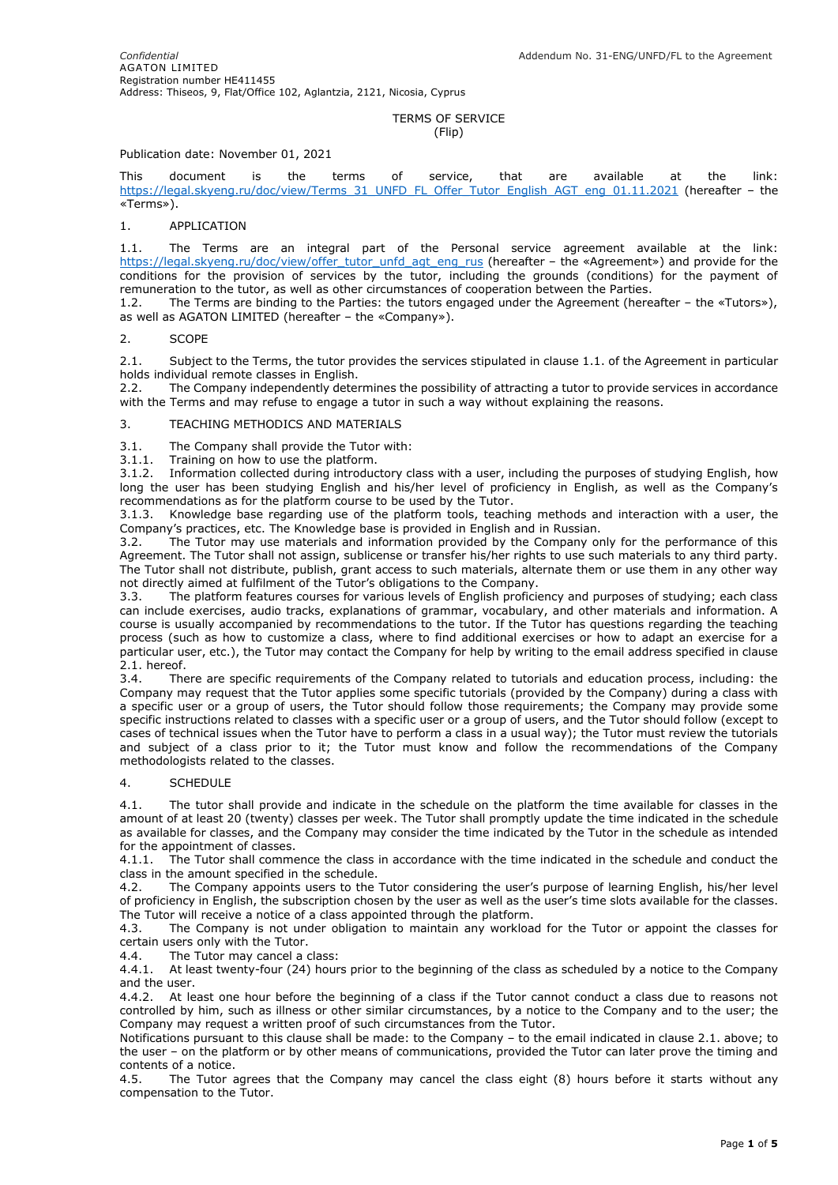*Confidential*
AGATON LIMITED
Registration number HE411455
Address: Thiseos, 9, Flat/Office 102, Aglantzia, 2121, Nicosia, Cyprus

Addendum No. 31-ENG/UNFD/FL to the Agreement

# TERMS OF SERVICE
(Flip)

Publication date: November 01, 2021

This document is the terms of service, that are available at the link: https://legal.skyeng.ru/doc/view/Terms_31_UNFD_FL_Offer_Tutor_English_AGT_eng_01.11.2021 (hereafter – the «Terms»).

## 1. APPLICATION

1.1. The Terms are an integral part of the Personal service agreement available at the link: https://legal.skyeng.ru/doc/view/offer_tutor_unfd_agt_eng_rus (hereafter – the «Agreement») and provide for the conditions for the provision of services by the tutor, including the grounds (conditions) for the payment of remuneration to the tutor, as well as other circumstances of cooperation between the Parties.
1.2. The Terms are binding to the Parties: the tutors engaged under the Agreement (hereafter – the «Tutors»), as well as AGATON LIMITED (hereafter – the «Company»).

## 2. SCOPE

2.1. Subject to the Terms, the tutor provides the services stipulated in clause 1.1. of the Agreement in particular holds individual remote classes in English.
2.2. The Company independently determines the possibility of attracting a tutor to provide services in accordance with the Terms and may refuse to engage a tutor in such a way without explaining the reasons.

## 3. TEACHING METHODICS AND MATERIALS

3.1. The Company shall provide the Tutor with:
3.1.1. Training on how to use the platform.
3.1.2. Information collected during introductory class with a user, including the purposes of studying English, how long the user has been studying English and his/her level of proficiency in English, as well as the Company's recommendations as for the platform course to be used by the Tutor.
3.1.3. Knowledge base regarding use of the platform tools, teaching methods and interaction with a user, the Company's practices, etc. The Knowledge base is provided in English and in Russian.
3.2. The Tutor may use materials and information provided by the Company only for the performance of this Agreement. The Tutor shall not assign, sublicense or transfer his/her rights to use such materials to any third party. The Tutor shall not distribute, publish, grant access to such materials, alternate them or use them in any other way not directly aimed at fulfilment of the Tutor's obligations to the Company.
3.3. The platform features courses for various levels of English proficiency and purposes of studying; each class can include exercises, audio tracks, explanations of grammar, vocabulary, and other materials and information. A course is usually accompanied by recommendations to the tutor. If the Tutor has questions regarding the teaching process (such as how to customize a class, where to find additional exercises or how to adapt an exercise for a particular user, etc.), the Tutor may contact the Company for help by writing to the email address specified in clause 2.1. hereof.
3.4. There are specific requirements of the Company related to tutorials and education process, including: the Company may request that the Tutor applies some specific tutorials (provided by the Company) during a class with a specific user or a group of users, the Tutor should follow those requirements; the Company may provide some specific instructions related to classes with a specific user or a group of users, and the Tutor should follow (except to cases of technical issues when the Tutor have to perform a class in a usual way); the Tutor must review the tutorials and subject of a class prior to it; the Tutor must know and follow the recommendations of the Company methodologists related to the classes.

## 4. SCHEDULE

4.1. The tutor shall provide and indicate in the schedule on the platform the time available for classes in the amount of at least 20 (twenty) classes per week. The Tutor shall promptly update the time indicated in the schedule as available for classes, and the Company may consider the time indicated by the Tutor in the schedule as intended for the appointment of classes.
4.1.1. The Tutor shall commence the class in accordance with the time indicated in the schedule and conduct the class in the amount specified in the schedule.
4.2. The Company appoints users to the Tutor considering the user's purpose of learning English, his/her level of proficiency in English, the subscription chosen by the user as well as the user's time slots available for the classes. The Tutor will receive a notice of a class appointed through the platform.
4.3. The Company is not under obligation to maintain any workload for the Tutor or appoint the classes for certain users only with the Tutor.
4.4. The Tutor may cancel a class:
4.4.1. At least twenty-four (24) hours prior to the beginning of the class as scheduled by a notice to the Company and the user.
4.4.2. At least one hour before the beginning of a class if the Tutor cannot conduct a class due to reasons not controlled by him, such as illness or other similar circumstances, by a notice to the Company and to the user; the Company may request a written proof of such circumstances from the Tutor.
Notifications pursuant to this clause shall be made: to the Company – to the email indicated in clause 2.1. above; to the user – on the platform or by other means of communications, provided the Tutor can later prove the timing and contents of a notice.
4.5. The Tutor agrees that the Company may cancel the class eight (8) hours before it starts without any compensation to the Tutor.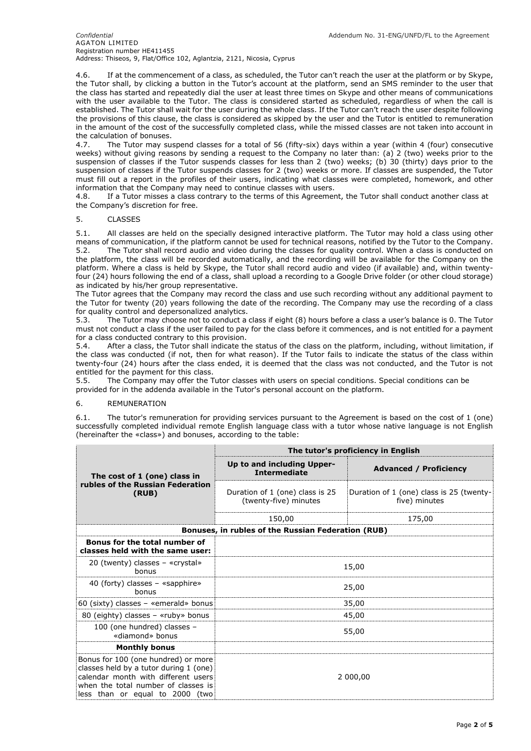4.6. If at the commencement of a class, as scheduled, the Tutor can't reach the user at the platform or by Skype, the Tutor shall, by clicking a button in the Tutor's account at the platform, send an SMS reminder to the user that the class has started and repeatedly dial the user at least three times on Skype and other means of communications with the user available to the Tutor. The class is considered started as scheduled, regardless of when the call is established. The Tutor shall wait for the user during the whole class. If the Tutor can't reach the user despite following the provisions of this clause, the class is considered as skipped by the user and the Tutor is entitled to remuneration in the amount of the cost of the successfully completed class, while the missed classes are not taken into account in the calculation of bonuses.

4.7. The Tutor may suspend classes for a total of 56 (fifty-six) days within a year (within 4 (four) consecutive weeks) without giving reasons by sending a request to the Company no later than: (a) 2 (two) weeks prior to the suspension of classes if the Tutor suspends classes for less than 2 (two) weeks; (b) 30 (thirty) days prior to the suspension of classes if the Tutor suspends classes for 2 (two) weeks or more. If classes are suspended, the Tutor must fill out a report in the profiles of their users, indicating what classes were completed, homework, and other information that the Company may need to continue classes with users.

4.8. If a Tutor misses a class contrary to the terms of this Agreement, the Tutor shall conduct another class at the Company's discretion for free.

5. CLASSES

5.1. All classes are held on the specially designed interactive platform. The Tutor may hold a class using other means of communication, if the platform cannot be used for technical reasons, notified by the Tutor to the Company.

5.2. The Tutor shall record audio and video during the classes for quality control. When a class is conducted on the platform, the class will be recorded automatically, and the recording will be available for the Company on the platform. Where a class is held by Skype, the Tutor shall record audio and video (if available) and, within twenty-four (24) hours following the end of a class, shall upload a recording to a Google Drive folder (or other cloud storage) as indicated by his/her group representative.

The Tutor agrees that the Company may record the class and use such recording without any additional payment to the Tutor for twenty (20) years following the date of the recording. The Company may use the recording of a class for quality control and depersonalized analytics.

5.3. The Tutor may choose not to conduct a class if eight (8) hours before a class a user's balance is 0. The Tutor must not conduct a class if the user failed to pay for the class before it commences, and is not entitled for a payment for a class conducted contrary to this provision.

5.4. After a class, the Tutor shall indicate the status of the class on the platform, including, without limitation, if the class was conducted (if not, then for what reason). If the Tutor fails to indicate the status of the class within twenty-four (24) hours after the class ended, it is deemed that the class was not conducted, and the Tutor is not entitled for the payment for this class.

5.5. The Company may offer the Tutor classes with users on special conditions. Special conditions can be provided for in the addenda available in the Tutor's personal account on the platform.

6. REMUNERATION

6.1. The tutor's remuneration for providing services pursuant to the Agreement is based on the cost of 1 (one) successfully completed individual remote English language class with a tutor whose native language is not English (hereinafter the «class») and bonuses, according to the table:

| **The cost of 1 (one) class in rubles of the Russian Federation (RUB)** | **The tutor's proficiency in English** | |
|---|---|---|
| | **Up to and including Upper-Intermediate** | **Advanced / Proficiency** |
| | Duration of 1 (one) class is 25 (twenty-five) minutes | Duration of 1 (one) class is 25 (twenty-five) minutes |
| | 150,00 | 175,00 |
| **Bonuses, in rubles of the Russian Federation (RUB)** | | |
| **Bonus for the total number of classes held with the same user:** | | |
| 20 (twenty) classes – «crystal» bonus | 15,00 | |
| 40 (forty) classes – «sapphire» bonus | 25,00 | |
| 60 (sixty) classes – «emerald» bonus | 35,00 | |
| 80 (eighty) classes – «ruby» bonus | 45,00 | |
| 100 (one hundred) classes – «diamond» bonus | 55,00 | |
| **Monthly bonus** | | |
| Bonus for 100 (one hundred) or more classes held by a tutor during 1 (one) calendar month with different users when the total number of classes is less than or equal to 2000 (two | 2 000,00 | |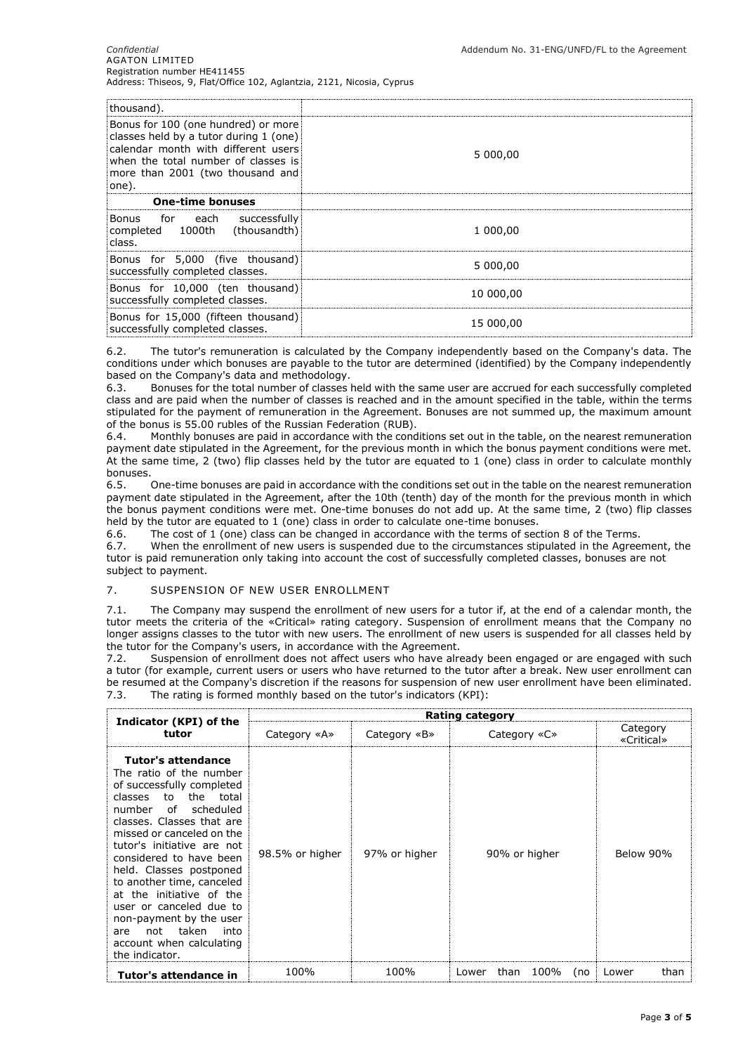| | |
|---|---|
| thousand). | |
| Bonus for 100 (one hundred) or more classes held by a tutor during 1 (one) calendar month with different users when the total number of classes is more than 2001 (two thousand and one). | 5 000,00 |
| **One-time bonuses** | |
| Bonus for each successfully completed 1000th (thousandth) class. | 1 000,00 |
| Bonus for 5,000 (five thousand) successfully completed classes. | 5 000,00 |
| Bonus for 10,000 (ten thousand) successfully completed classes. | 10 000,00 |
| Bonus for 15,000 (fifteen thousand) successfully completed classes. | 15 000,00 |

6.2. The tutor's remuneration is calculated by the Company independently based on the Company's data. The conditions under which bonuses are payable to the tutor are determined (identified) by the Company independently based on the Company's data and methodology.
6.3. Bonuses for the total number of classes held with the same user are accrued for each successfully completed class and are paid when the number of classes is reached and in the amount specified in the table, within the terms stipulated for the payment of remuneration in the Agreement. Bonuses are not summed up, the maximum amount of the bonus is 55.00 rubles of the Russian Federation (RUB).
6.4. Monthly bonuses are paid in accordance with the conditions set out in the table, on the nearest remuneration payment date stipulated in the Agreement, for the previous month in which the bonus payment conditions were met. At the same time, 2 (two) flip classes held by the tutor are equated to 1 (one) class in order to calculate monthly bonuses.
6.5. One-time bonuses are paid in accordance with the conditions set out in the table on the nearest remuneration payment date stipulated in the Agreement, after the 10th (tenth) day of the month for the previous month in which the bonus payment conditions were met. One-time bonuses do not add up. At the same time, 2 (two) flip classes held by the tutor are equated to 1 (one) class in order to calculate one-time bonuses.
6.6. The cost of 1 (one) class can be changed in accordance with the terms of section 8 of the Terms.
6.7. When the enrollment of new users is suspended due to the circumstances stipulated in the Agreement, the tutor is paid remuneration only taking into account the cost of successfully completed classes, bonuses are not subject to payment.

## 7. SUSPENSION OF NEW USER ENROLLMENT

7.1. The Company may suspend the enrollment of new users for a tutor if, at the end of a calendar month, the tutor meets the criteria of the «Critical» rating category. Suspension of enrollment means that the Company no longer assigns classes to the tutor with new users. The enrollment of new users is suspended for all classes held by the tutor for the Company's users, in accordance with the Agreement.
7.2. Suspension of enrollment does not affect users who have already been engaged or are engaged with such a tutor (for example, current users or users who have returned to the tutor after a break. New user enrollment can be resumed at the Company's discretion if the reasons for suspension of new user enrollment have been eliminated.
7.3. The rating is formed monthly based on the tutor's indicators (KPI):

| Indicator (KPI) of the tutor | Rating category | | | |
|---|---|---|---|---|
| | Category «A» | Category «B» | Category «C» | Category «Critical» |
| **Tutor's attendance** The ratio of the number of successfully completed classes to the total number of scheduled classes. Classes that are missed or canceled on the tutor's initiative are not considered to have been held. Classes postponed to another time, canceled at the initiative of the user or canceled due to non-payment by the user are not taken into account when calculating the indicator. | 98.5% or higher | 97% or higher | 90% or higher | Below 90% |
| **Tutor's attendance in** | 100% | 100% | Lower than 100% (no | Lower than |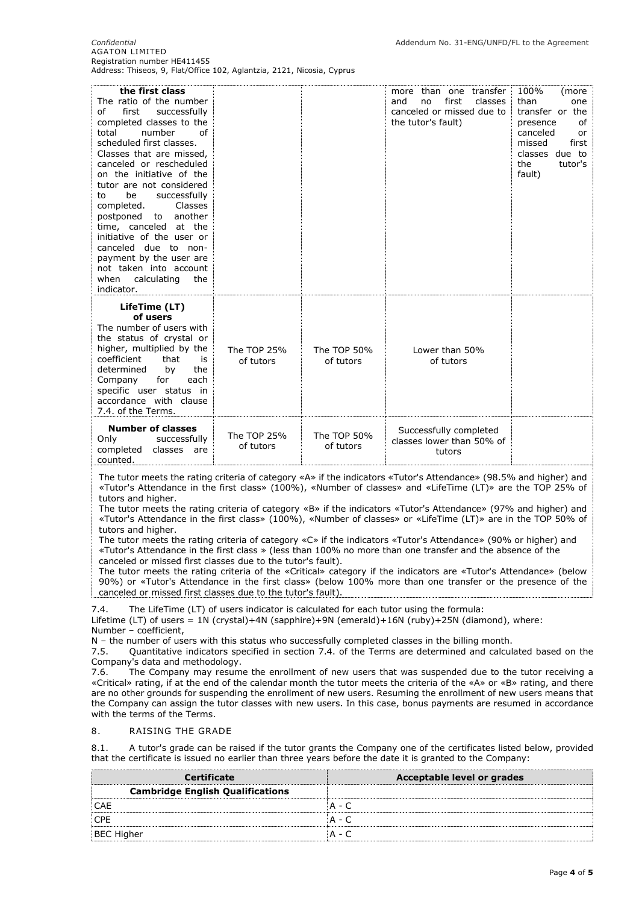| | | | | |
|---|---|---|---|---|
| **the first class** The ratio of the number of first successfully completed classes to the total number of scheduled first classes. Classes that are missed, canceled or rescheduled on the initiative of the tutor are not considered to be successfully completed. Classes postponed to another time, canceled at the initiative of the user or canceled due to non-payment by the user are not taken into account when calculating the indicator. | | | more than one transfer and no first classes canceled or missed due to the tutor's fault) | 100% (more than one transfer or the presence of canceled or missed first classes due to the tutor's fault) |
| **LifeTime (LT) of users** The number of users with the status of crystal or higher, multiplied by the coefficient that is determined by the Company for each specific user status in accordance with clause 7.4. of the Terms. | The TOP 25% of tutors | The TOP 50% of tutors | Lower than 50% of tutors | |
| **Number of classes** Only successfully completed classes are counted. | The TOP 25% of tutors | The TOP 50% of tutors | Successfully completed classes lower than 50% of tutors | |

The tutor meets the rating criteria of category «A» if the indicators «Tutor's Attendance» (98.5% and higher) and «Tutor's Attendance in the first class» (100%), «Number of classes» and «LifeTime (LT)» are the TOP 25% of tutors and higher.
The tutor meets the rating criteria of category «B» if the indicators «Tutor's Attendance» (97% and higher) and «Tutor's Attendance in the first class» (100%), «Number of classes» or «LifeTime (LT)» are in the TOP 50% of tutors and higher.
The tutor meets the rating criteria of category «C» if the indicators «Tutor's Attendance» (90% or higher) and «Tutor's Attendance in the first class » (less than 100% no more than one transfer and the absence of the canceled or missed first classes due to the tutor's fault).
The tutor meets the rating criteria of the «Critical» category if the indicators are «Tutor's Attendance» (below 90%) or «Tutor's Attendance in the first class» (below 100% more than one transfer or the presence of the canceled or missed first classes due to the tutor's fault).

7.4. The LifeTime (LT) of users indicator is calculated for each tutor using the formula:
Lifetime (LT) of users = 1N (crystal)+4N (sapphire)+9N (emerald)+16N (ruby)+25N (diamond), where:
Number – coefficient,
N – the number of users with this status who successfully completed classes in the billing month.

7.5. Quantitative indicators specified in section 7.4. of the Terms are determined and calculated based on the Company's data and methodology.

7.6. The Company may resume the enrollment of new users that was suspended due to the tutor receiving a «Critical» rating, if at the end of the calendar month the tutor meets the criteria of the «A» or «B» rating, and there are no other grounds for suspending the enrollment of new users. Resuming the enrollment of new users means that the Company can assign the tutor classes with new users. In this case, bonus payments are resumed in accordance with the terms of the Terms.

## 8. RAISING THE GRADE

8.1. A tutor's grade can be raised if the tutor grants the Company one of the certificates listed below, provided that the certificate is issued no earlier than three years before the date it is granted to the Company:

| Certificate | Acceptable level or grades |
|---|---|
| **Cambridge English Qualifications** | |
| CAE | A - C |
| CPE | A - C |
| BEC Higher | A - C |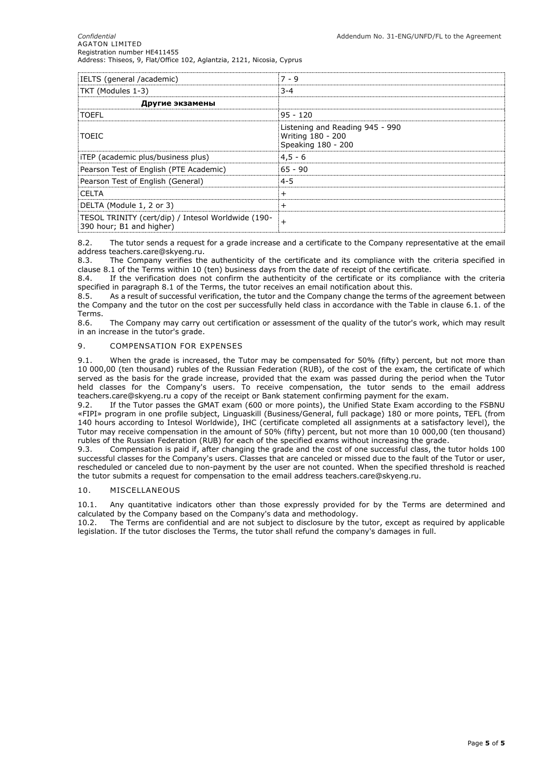*Confidential*
AGATON LIMITED
Registration number HE411455
Address: Thiseos, 9, Flat/Office 102, Aglantzia, 2121, Nicosia, Cyprus

Addendum No. 31-ENG/UNFD/FL to the Agreement

| | |
|---|---|
| IELTS (general /academic) | 7 - 9 |
| TKT (Modules 1-3) | 3-4 |
| **Другие экзамены** | |
| TOEFL | 95 - 120 |
| TOEIC | Listening and Reading 945 - 990<br>Writing 180 - 200<br>Speaking 180 - 200 |
| iTEP (academic plus/business plus) | 4,5 - 6 |
| Pearson Test of English (PTE Academic) | 65 - 90 |
| Pearson Test of English (General) | 4-5 |
| CELTA | + |
| DELTA (Module 1, 2 or 3) | + |
| TESOL TRINITY (cert/dip) / Intesol Worldwide (190-390 hour; B1 and higher) | + |

8.2. The tutor sends a request for a grade increase and a certificate to the Company representative at the email address teachers.care@skyeng.ru.
8.3. The Company verifies the authenticity of the certificate and its compliance with the criteria specified in clause 8.1 of the Terms within 10 (ten) business days from the date of receipt of the certificate.
8.4. If the verification does not confirm the authenticity of the certificate or its compliance with the criteria specified in paragraph 8.1 of the Terms, the tutor receives an email notification about this.
8.5. As a result of successful verification, the tutor and the Company change the terms of the agreement between the Company and the tutor on the cost per successfully held class in accordance with the Table in clause 6.1. of the Terms.
8.6. The Company may carry out certification or assessment of the quality of the tutor's work, which may result in an increase in the tutor's grade.

## 9. COMPENSATION FOR EXPENSES

9.1. When the grade is increased, the Tutor may be compensated for 50% (fifty) percent, but not more than 10 000,00 (ten thousand) rubles of the Russian Federation (RUB), of the cost of the exam, the certificate of which served as the basis for the grade increase, provided that the exam was passed during the period when the Tutor held classes for the Company's users. To receive compensation, the tutor sends to the email address teachers.care@skyeng.ru a copy of the receipt or Bank statement confirming payment for the exam.
9.2. If the Tutor passes the GMAT exam (600 or more points), the Unified State Exam according to the FSBNU «FIPI» program in one profile subject, Linguaskill (Business/General, full package) 180 or more points, TEFL (from 140 hours according to Intesol Worldwide), IHC (certificate completed all assignments at a satisfactory level), the Tutor may receive compensation in the amount of 50% (fifty) percent, but not more than 10 000,00 (ten thousand) rubles of the Russian Federation (RUB) for each of the specified exams without increasing the grade.
9.3. Compensation is paid if, after changing the grade and the cost of one successful class, the tutor holds 100 successful classes for the Company's users. Classes that are canceled or missed due to the fault of the Tutor or user, rescheduled or canceled due to non-payment by the user are not counted. When the specified threshold is reached the tutor submits a request for compensation to the email address teachers.care@skyeng.ru.

## 10. MISCELLANEOUS

10.1. Any quantitative indicators other than those expressly provided for by the Terms are determined and calculated by the Company based on the Company's data and methodology.
10.2. The Terms are confidential and are not subject to disclosure by the tutor, except as required by applicable legislation. If the tutor discloses the Terms, the tutor shall refund the company's damages in full.